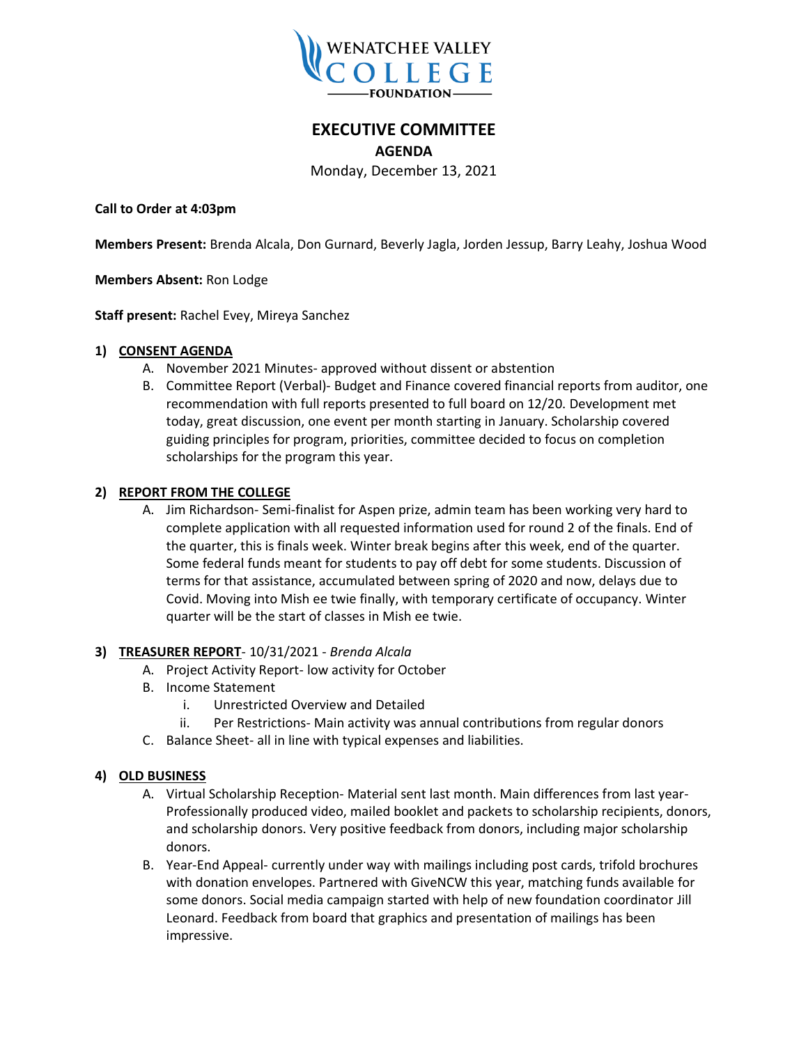WENATCHEE VALLEY COLLEGE FOUNDATION

# EXECUTIVE COMMITTEE

## AGENDA

Monday, December 13, 2021

**Call to Order at 4:03pm**

**Members Present:** Brenda Alcala, Don Gurnard, Beverly Jagla, Jorden Jessup, Barry Leahy, Joshua Wood

**Members Absent:** Ron Lodge

**Staff present:** Rachel Evey, Mireya Sanchez

**1) CONSENT AGENDA**

A. November 2021 Minutes- approved without dissent or abstention

B. Committee Report (Verbal)- Budget and Finance covered financial reports from auditor, one recommendation with full reports presented to full board on 12/20. Development met today, great discussion, one event per month starting in January. Scholarship covered guiding principles for program, priorities, committee decided to focus on completion scholarships for the program this year.

**2) REPORT FROM THE COLLEGE**

A. Jim Richardson- Semi-finalist for Aspen prize, admin team has been working very hard to complete application with all requested information used for round 2 of the finals. End of the quarter, this is finals week. Winter break begins after this week, end of the quarter. Some federal funds meant for students to pay off debt for some students. Discussion of terms for that assistance, accumulated between spring of 2020 and now, delays due to Covid. Moving into Mish ee twie finally, with temporary certificate of occupancy. Winter quarter will be the start of classes in Mish ee twie.

**3) TREASURER REPORT**- 10/31/2021 - *Brenda Alcala*

A. Project Activity Report- low activity for October

B. Income Statement

i. Unrestricted Overview and Detailed

ii. Per Restrictions- Main activity was annual contributions from regular donors

C. Balance Sheet- all in line with typical expenses and liabilities.

**4) OLD BUSINESS**

A. Virtual Scholarship Reception- Material sent last month. Main differences from last year- Professionally produced video, mailed booklet and packets to scholarship recipients, donors, and scholarship donors. Very positive feedback from donors, including major scholarship donors.

B. Year-End Appeal- currently under way with mailings including post cards, trifold brochures with donation envelopes. Partnered with GiveNCW this year, matching funds available for some donors. Social media campaign started with help of new foundation coordinator Jill Leonard. Feedback from board that graphics and presentation of mailings has been impressive.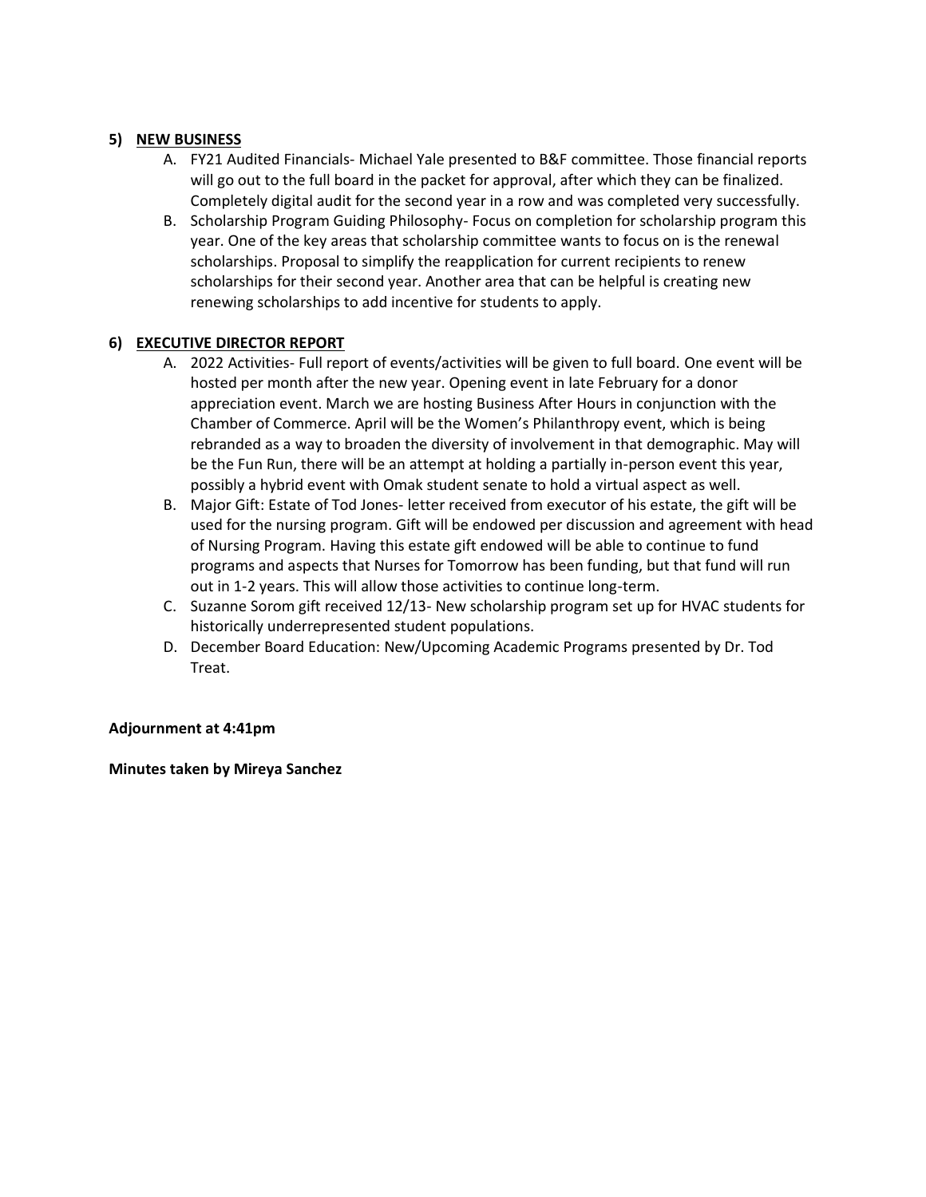**5) NEW BUSINESS**

A. FY21 Audited Financials- Michael Yale presented to B&F committee. Those financial reports will go out to the full board in the packet for approval, after which they can be finalized. Completely digital audit for the second year in a row and was completed very successfully.

B. Scholarship Program Guiding Philosophy- Focus on completion for scholarship program this year. One of the key areas that scholarship committee wants to focus on is the renewal scholarships. Proposal to simplify the reapplication for current recipients to renew scholarships for their second year. Another area that can be helpful is creating new renewing scholarships to add incentive for students to apply.

**6) EXECUTIVE DIRECTOR REPORT**

A. 2022 Activities- Full report of events/activities will be given to full board. One event will be hosted per month after the new year. Opening event in late February for a donor appreciation event. March we are hosting Business After Hours in conjunction with the Chamber of Commerce. April will be the Women's Philanthropy event, which is being rebranded as a way to broaden the diversity of involvement in that demographic. May will be the Fun Run, there will be an attempt at holding a partially in-person event this year, possibly a hybrid event with Omak student senate to hold a virtual aspect as well.

B. Major Gift: Estate of Tod Jones- letter received from executor of his estate, the gift will be used for the nursing program. Gift will be endowed per discussion and agreement with head of Nursing Program. Having this estate gift endowed will be able to continue to fund programs and aspects that Nurses for Tomorrow has been funding, but that fund will run out in 1-2 years. This will allow those activities to continue long-term.

C. Suzanne Sorom gift received 12/13- New scholarship program set up for HVAC students for historically underrepresented student populations.

D. December Board Education: New/Upcoming Academic Programs presented by Dr. Tod Treat.

**Adjournment at 4:41pm**

**Minutes taken by Mireya Sanchez**